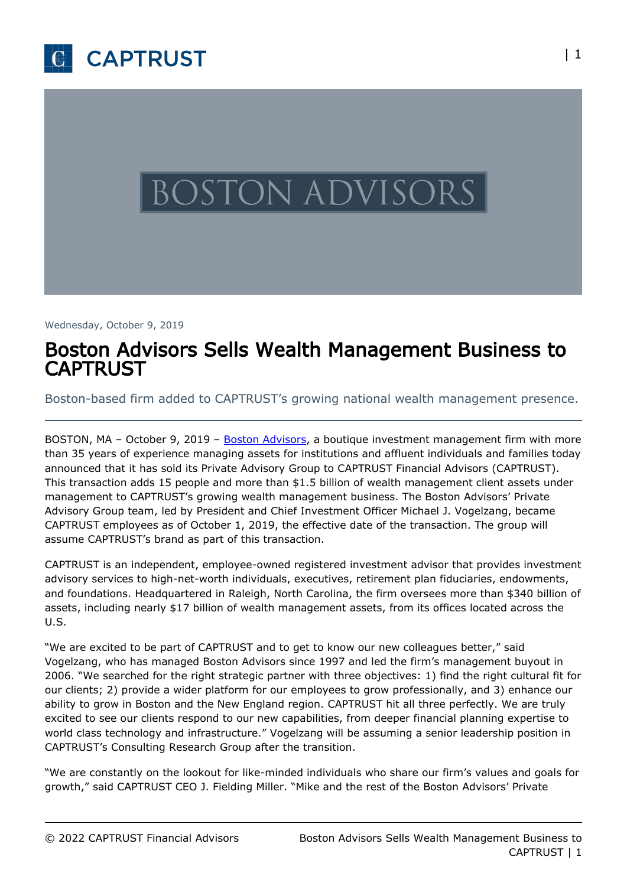Wednesday, October 9, 2019

# Boston Advisors Sells Wealth Management Business to CAPTRUST

Boston-based firm added to CAPTRUST's growing national wealth management presence.

---

BOSTON, MA – October 9, 2019 – [Boston Advisors](), a boutique investment management firm with more than 35 years of experience managing assets for institutions and affluent individuals and families today announced that it has sold its Private Advisory Group to CAPTRUST Financial Advisors (CAPTRUST). This transaction adds 15 people and more than $1.5 billion of wealth management client assets under management to CAPTRUST's growing wealth management business. The Boston Advisors' Private Advisory Group team, led by President and Chief Investment Officer Michael J. Vogelzang, became CAPTRUST employees as of October 1, 2019, the effective date of the transaction. The group will assume CAPTRUST's brand as part of this transaction.

CAPTRUST is an independent, employee-owned registered investment advisor that provides investment advisory services to high-net-worth individuals, executives, retirement plan fiduciaries, endowments, and foundations. Headquartered in Raleigh, North Carolina, the firm oversees more than $340 billion of assets, including nearly $17 billion of wealth management assets, from its offices located across the U.S.

"We are excited to be part of CAPTRUST and to get to know our new colleagues better," said Vogelzang, who has managed Boston Advisors since 1997 and led the firm's management buyout in 2006. "We searched for the right strategic partner with three objectives: 1) find the right cultural fit for our clients; 2) provide a wider platform for our employees to grow professionally, and 3) enhance our ability to grow in Boston and the New England region. CAPTRUST hit all three perfectly. We are truly excited to see our clients respond to our new capabilities, from deeper financial planning expertise to world class technology and infrastructure." Vogelzang will be assuming a senior leadership position in CAPTRUST's Consulting Research Group after the transition.

"We are constantly on the lookout for like-minded individuals who share our firm's values and goals for growth," said CAPTRUST CEO J. Fielding Miller. "Mike and the rest of the Boston Advisors' Private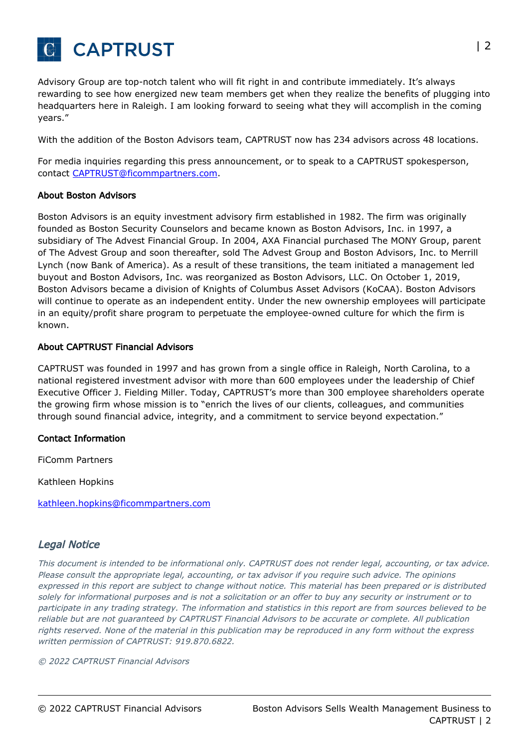Advisory Group are top-notch talent who will fit right in and contribute immediately. It's always rewarding to see how energized new team members get when they realize the benefits of plugging into headquarters here in Raleigh. I am looking forward to seeing what they will accomplish in the coming years."

With the addition of the Boston Advisors team, CAPTRUST now has 234 advisors across 48 locations.

For media inquiries regarding this press announcement, or to speak to a CAPTRUST spokesperson, contact CAPTRUST@ficommpartners.com.

**About Boston Advisors**

Boston Advisors is an equity investment advisory firm established in 1982. The firm was originally founded as Boston Security Counselors and became known as Boston Advisors, Inc. in 1997, a subsidiary of The Advest Financial Group. In 2004, AXA Financial purchased The MONY Group, parent of The Advest Group and soon thereafter, sold The Advest Group and Boston Advisors, Inc. to Merrill Lynch (now Bank of America). As a result of these transitions, the team initiated a management led buyout and Boston Advisors, Inc. was reorganized as Boston Advisors, LLC. On October 1, 2019, Boston Advisors became a division of Knights of Columbus Asset Advisors (KoCAA). Boston Advisors will continue to operate as an independent entity. Under the new ownership employees will participate in an equity/profit share program to perpetuate the employee-owned culture for which the firm is known.

**About CAPTRUST Financial Advisors**

CAPTRUST was founded in 1997 and has grown from a single office in Raleigh, North Carolina, to a national registered investment advisor with more than 600 employees under the leadership of Chief Executive Officer J. Fielding Miller. Today, CAPTRUST's more than 300 employee shareholders operate the growing firm whose mission is to "enrich the lives of our clients, colleagues, and communities through sound financial advice, integrity, and a commitment to service beyond expectation."

**Contact Information**

FiComm Partners

Kathleen Hopkins

kathleen.hopkins@ficommpartners.com

## *Legal Notice*

*This document is intended to be informational only. CAPTRUST does not render legal, accounting, or tax advice. Please consult the appropriate legal, accounting, or tax advisor if you require such advice. The opinions expressed in this report are subject to change without notice. This material has been prepared or is distributed solely for informational purposes and is not a solicitation or an offer to buy any security or instrument or to participate in any trading strategy. The information and statistics in this report are from sources believed to be reliable but are not guaranteed by CAPTRUST Financial Advisors to be accurate or complete. All publication rights reserved. None of the material in this publication may be reproduced in any form without the express written permission of CAPTRUST: 919.870.6822.*

*© 2022 CAPTRUST Financial Advisors*